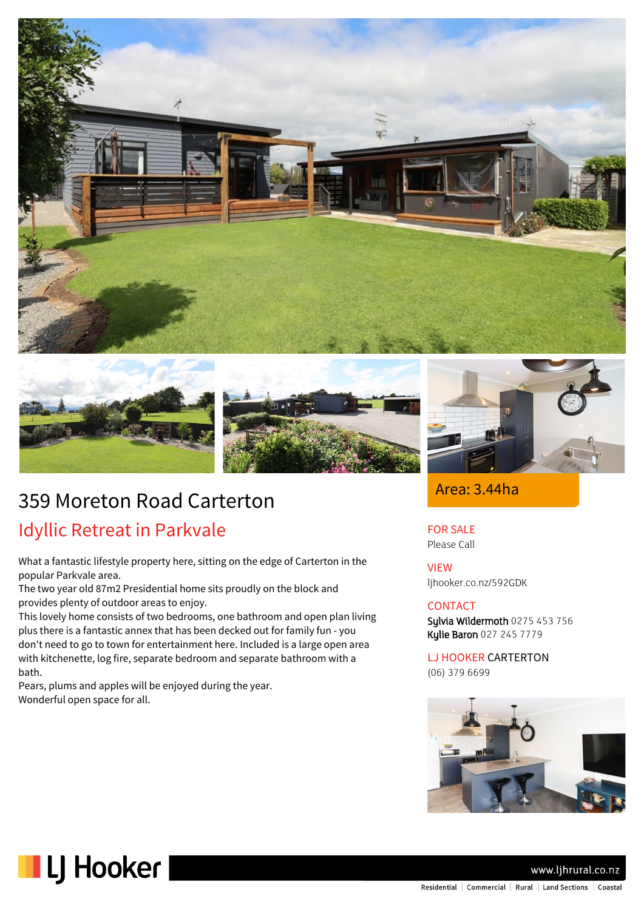# 359 Moreton Road Carterton

## Idyllic Retreat in Parkvale

What a fantastic lifestyle property here, sitting on the edge of Carterton in the popular Parkvale area.
The two year old 87m2 Presidential home sits proudly on the block and provides plenty of outdoor areas to enjoy.
This lovely home consists of two bedrooms, one bathroom and open plan living plus there is a fantastic annex that has been decked out for family fun - you don't need to go to town for entertainment here. Included is a large open area with kitchenette, log fire, separate bedroom and separate bathroom with a bath.
Pears, plums and apples will be enjoyed during the year.
Wonderful open space for all.

Area: 3.44ha

FOR SALE
Please Call

VIEW
ljhooker.co.nz/592GDK

CONTACT
**Sylvia Wildermoth** 0275 453 756
**Kylie Baron** 027 245 7779

LJ HOOKER CARTERTON
(06) 379 6699

LJ Hooker

www.ljhrural.co.nz

Residential | Commercial | Rural | Land Sections | Coastal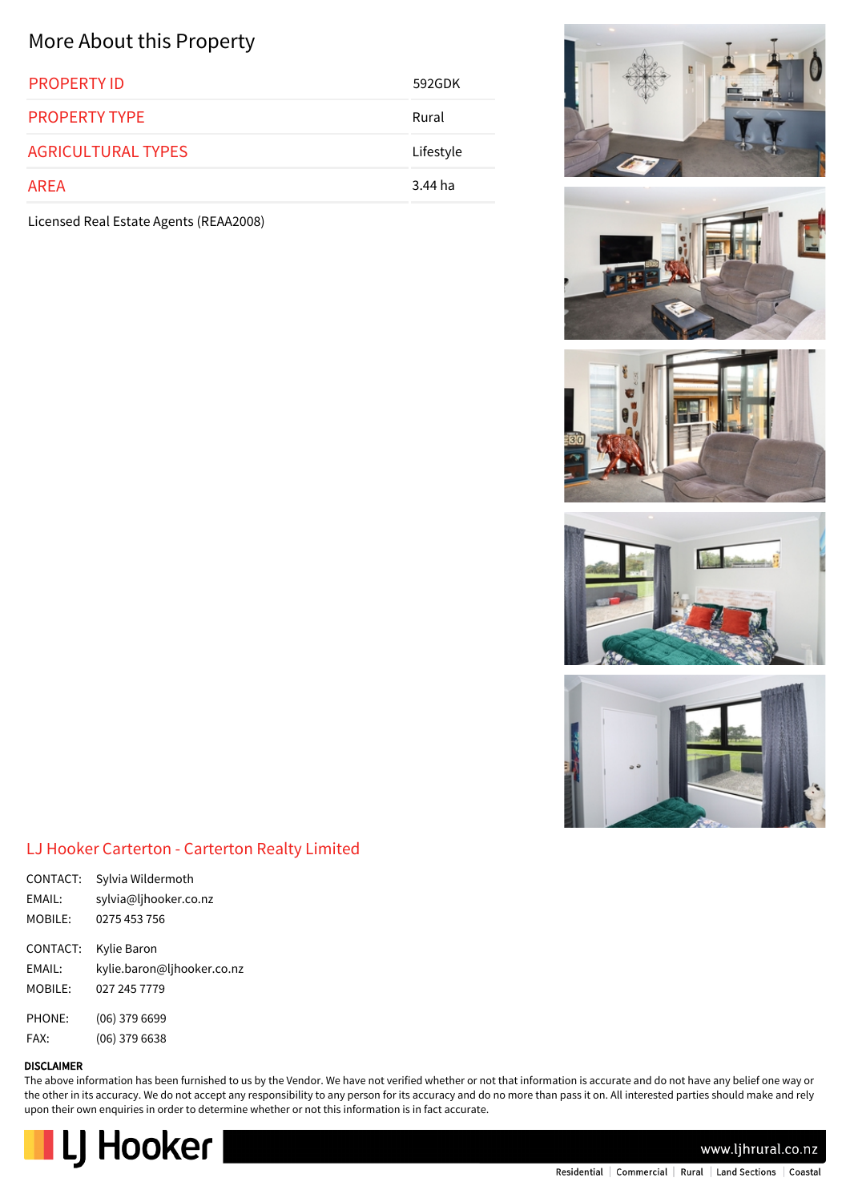## More About this Property

| | |
|---|---|
| PROPERTY ID | 592GDK |
| PROPERTY TYPE | Rural |
| AGRICULTURAL TYPES | Lifestyle |
| AREA | 3.44 ha |

Licensed Real Estate Agents (REAA2008)

## LJ Hooker Carterton - Carterton Realty Limited

CONTACT: Sylvia Wildermoth
EMAIL: sylvia@ljhooker.co.nz
MOBILE: 0275 453 756

CONTACT: Kylie Baron
EMAIL: kylie.baron@ljhooker.co.nz
MOBILE: 027 245 7779

PHONE: (06) 379 6699
FAX: (06) 379 6638

**DISCLAIMER**

The above information has been furnished to us by the Vendor. We have not verified whether or not that information is accurate and do not have any belief one way or the other in its accuracy. We do not accept any responsibility to any person for its accuracy and do no more than pass it on. All interested parties should make and rely upon their own enquiries in order to determine whether or not this information is in fact accurate.

LJ Hooker

www.ljhrural.co.nz

Residential | Commercial | Rural | Land Sections | Coastal